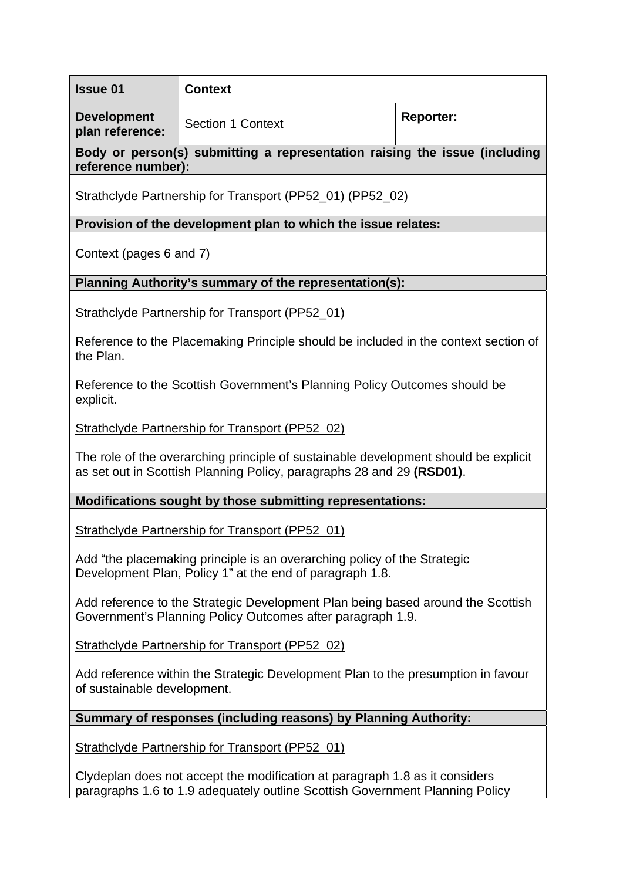| **Issue 01** | **Context** | |
|---|---|---|
| **Development plan reference:** | Section 1 Context | **Reporter:** |

**Body or person(s) submitting a representation raising the issue (including reference number):**

Strathclyde Partnership for Transport (PP52_01) (PP52_02)

**Provision of the development plan to which the issue relates:**

Context (pages 6 and 7)

**Planning Authority's summary of the representation(s):**

Strathclyde Partnership for Transport (PP52_01)

Reference to the Placemaking Principle should be included in the context section of the Plan.

Reference to the Scottish Government's Planning Policy Outcomes should be explicit.

Strathclyde Partnership for Transport (PP52_02)

The role of the overarching principle of sustainable development should be explicit as set out in Scottish Planning Policy, paragraphs 28 and 29 **(RSD01)**.

**Modifications sought by those submitting representations:**

Strathclyde Partnership for Transport (PP52_01)

Add "the placemaking principle is an overarching policy of the Strategic Development Plan, Policy 1" at the end of paragraph 1.8.

Add reference to the Strategic Development Plan being based around the Scottish Government's Planning Policy Outcomes after paragraph 1.9.

Strathclyde Partnership for Transport (PP52_02)

Add reference within the Strategic Development Plan to the presumption in favour of sustainable development.

**Summary of responses (including reasons) by Planning Authority:**

Strathclyde Partnership for Transport (PP52_01)

Clydeplan does not accept the modification at paragraph 1.8 as it considers paragraphs 1.6 to 1.9 adequately outline Scottish Government Planning Policy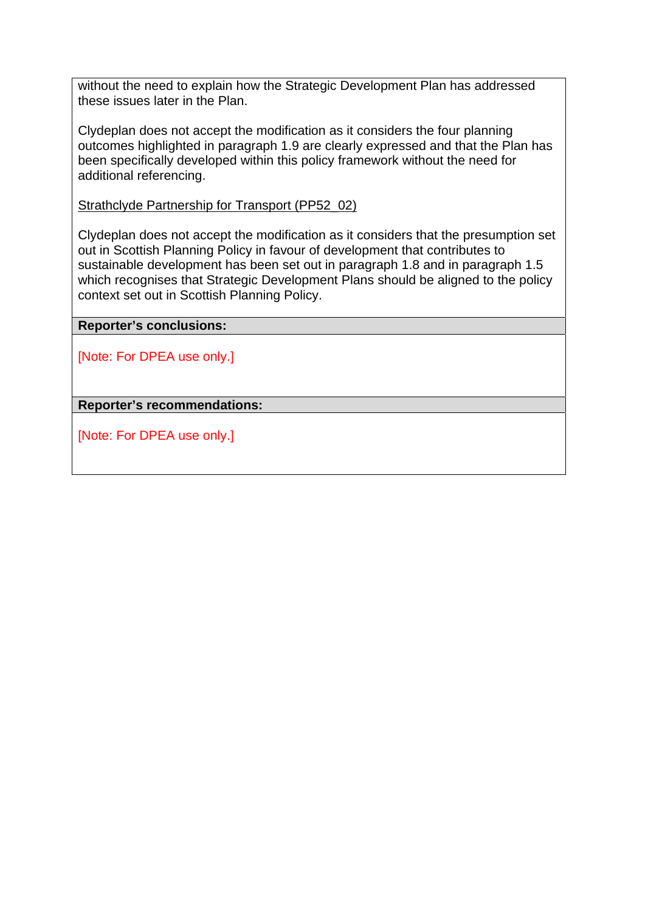without the need to explain how the Strategic Development Plan has addressed these issues later in the Plan.

Clydeplan does not accept the modification as it considers the four planning outcomes highlighted in paragraph 1.9 are clearly expressed and that the Plan has been specifically developed within this policy framework without the need for additional referencing.

<u>Strathclyde Partnership for Transport (PP52_02)</u>

Clydeplan does not accept the modification as it considers that the presumption set out in Scottish Planning Policy in favour of development that contributes to sustainable development has been set out in paragraph 1.8 and in paragraph 1.5 which recognises that Strategic Development Plans should be aligned to the policy context set out in Scottish Planning Policy.

**Reporter's conclusions:**

[Note: For DPEA use only.]

**Reporter's recommendations:**

[Note: For DPEA use only.]